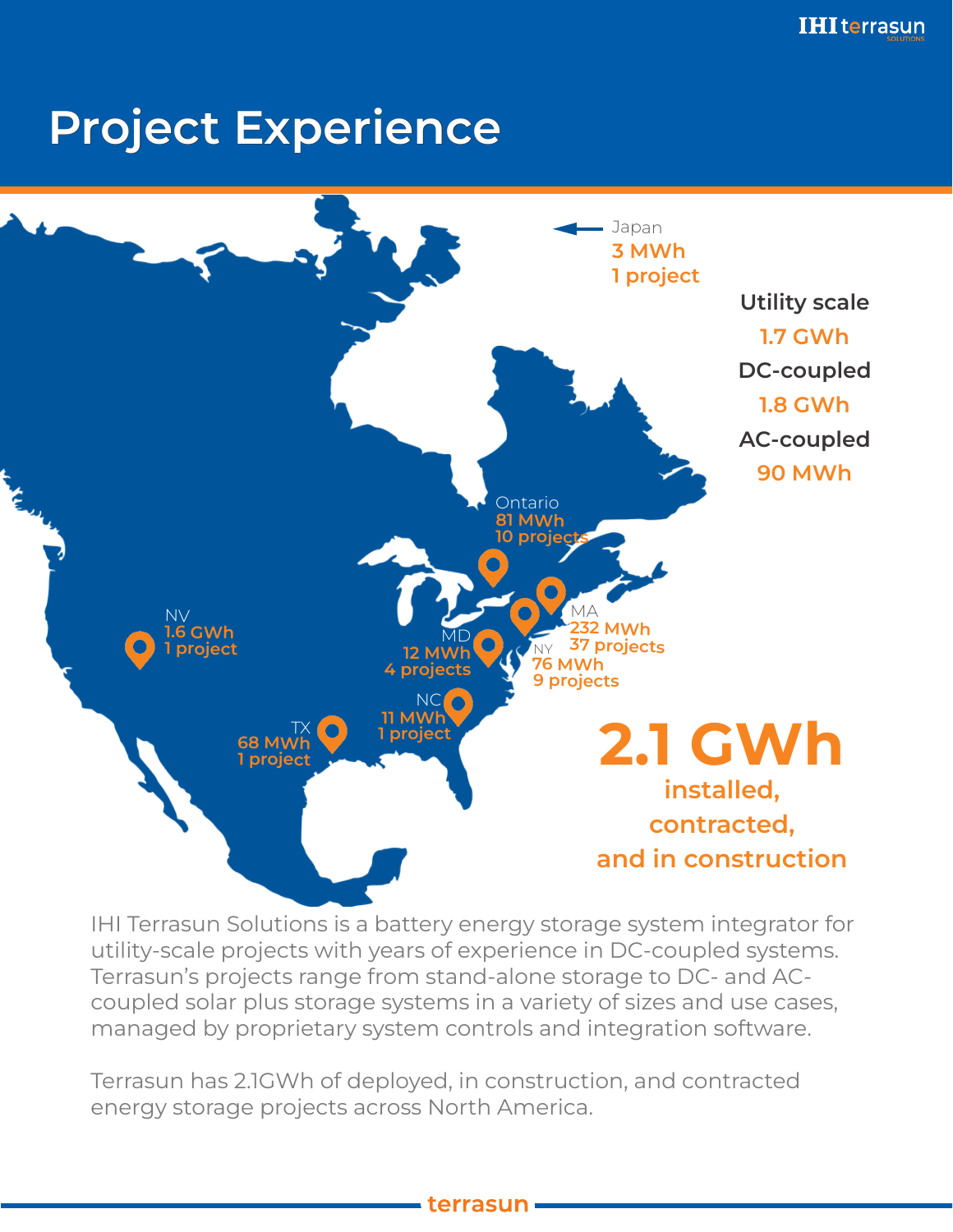# Project Experience

Japan
3 MWh
1 project

Utility scale
1.7 GWh

DC-coupled
1.8 GWh

AC-coupled
90 MWh

Ontario
81 MWh
10 projects

NV
1.6 GWh
1 project

MA
232 MWh
37 projects

MD
12 MWh
4 projects

NY
76 MWh
9 projects

NC
11 MWh
1 project

TX
68 MWh
1 project

**2.1 GWh**
**installed, contracted, and in construction**

IHI Terrasun Solutions is a battery energy storage system integrator for utility-scale projects with years of experience in DC-coupled systems. Terrasun's projects range from stand-alone storage to DC- and AC-coupled solar plus storage systems in a variety of sizes and use cases, managed by proprietary system controls and integration software.

Terrasun has 2.1GWh of deployed, in construction, and contracted energy storage projects across North America.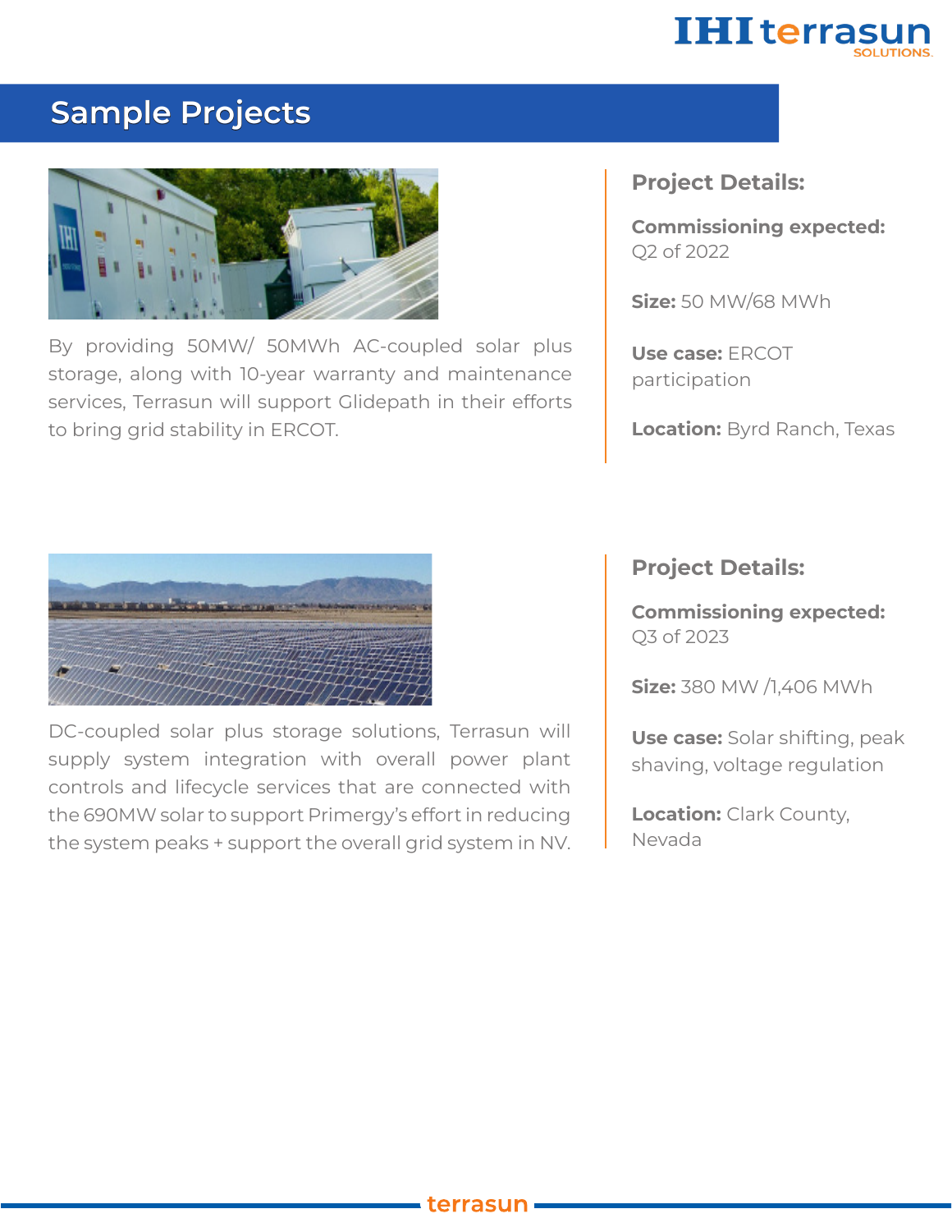## Sample Projects

By providing 50MW/ 50MWh AC-coupled solar plus storage, along with 10-year warranty and maintenance services, Terrasun will support Glidepath in their efforts to bring grid stability in ERCOT.

**Project Details:**

**Commissioning expected:** Q2 of 2022

**Size:** 50 MW/68 MWh

**Use case:** ERCOT participation

**Location:** Byrd Ranch, Texas

DC-coupled solar plus storage solutions, Terrasun will supply system integration with overall power plant controls and lifecycle services that are connected with the 690MW solar to support Primergy's effort in reducing the system peaks + support the overall grid system in NV.

**Project Details:**

**Commissioning expected:** Q3 of 2023

**Size:** 380 MW /1,406 MWh

**Use case:** Solar shifting, peak shaving, voltage regulation

**Location:** Clark County, Nevada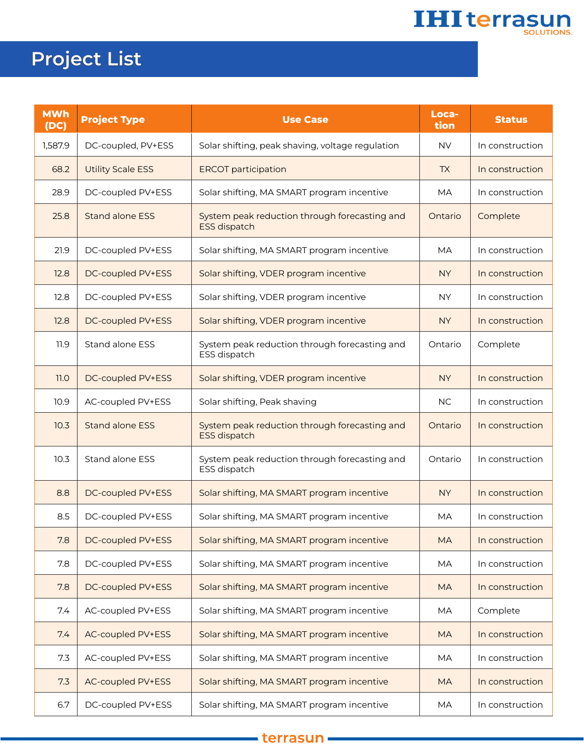# Project List

| MWh (DC) | Project Type | Use Case | Loca-tion | Status |
|---|---|---|---|---|
| 1,587.9 | DC-coupled, PV+ESS | Solar shifting, peak shaving, voltage regulation | NV | In construction |
| 68.2 | Utility Scale ESS | ERCOT participation | TX | In construction |
| 28.9 | DC-coupled PV+ESS | Solar shifting, MA SMART program incentive | MA | In construction |
| 25.8 | Stand alone ESS | System peak reduction through forecasting and ESS dispatch | Ontario | Complete |
| 21.9 | DC-coupled PV+ESS | Solar shifting, MA SMART program incentive | MA | In construction |
| 12.8 | DC-coupled PV+ESS | Solar shifting, VDER program incentive | NY | In construction |
| 12.8 | DC-coupled PV+ESS | Solar shifting, VDER program incentive | NY | In construction |
| 12.8 | DC-coupled PV+ESS | Solar shifting, VDER program incentive | NY | In construction |
| 11.9 | Stand alone ESS | System peak reduction through forecasting and ESS dispatch | Ontario | Complete |
| 11.0 | DC-coupled PV+ESS | Solar shifting, VDER program incentive | NY | In construction |
| 10.9 | AC-coupled PV+ESS | Solar shifting, Peak shaving | NC | In construction |
| 10.3 | Stand alone ESS | System peak reduction through forecasting and ESS dispatch | Ontario | In construction |
| 10.3 | Stand alone ESS | System peak reduction through forecasting and ESS dispatch | Ontario | In construction |
| 8.8 | DC-coupled PV+ESS | Solar shifting, MA SMART program incentive | NY | In construction |
| 8.5 | DC-coupled PV+ESS | Solar shifting, MA SMART program incentive | MA | In construction |
| 7.8 | DC-coupled PV+ESS | Solar shifting, MA SMART program incentive | MA | In construction |
| 7.8 | DC-coupled PV+ESS | Solar shifting, MA SMART program incentive | MA | In construction |
| 7.8 | DC-coupled PV+ESS | Solar shifting, MA SMART program incentive | MA | In construction |
| 7.4 | AC-coupled PV+ESS | Solar shifting, MA SMART program incentive | MA | Complete |
| 7.4 | AC-coupled PV+ESS | Solar shifting, MA SMART program incentive | MA | In construction |
| 7.3 | AC-coupled PV+ESS | Solar shifting, MA SMART program incentive | MA | In construction |
| 7.3 | AC-coupled PV+ESS | Solar shifting, MA SMART program incentive | MA | In construction |
| 6.7 | DC-coupled PV+ESS | Solar shifting, MA SMART program incentive | MA | In construction |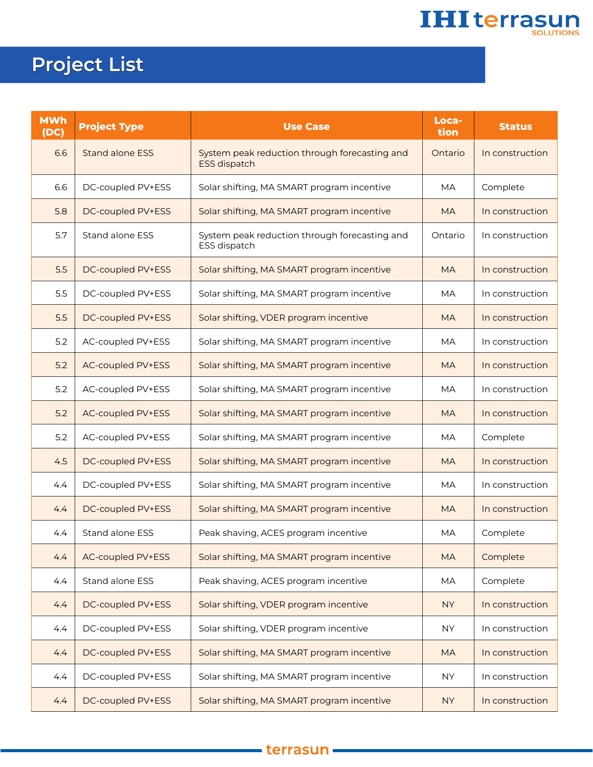# Project List

| MWh (DC) | Project Type | Use Case | Location | Status |
|---|---|---|---|---|
| 6.6 | Stand alone ESS | System peak reduction through forecasting and ESS dispatch | Ontario | In construction |
| 6.6 | DC-coupled PV+ESS | Solar shifting, MA SMART program incentive | MA | Complete |
| 5.8 | DC-coupled PV+ESS | Solar shifting, MA SMART program incentive | MA | In construction |
| 5.7 | Stand alone ESS | System peak reduction through forecasting and ESS dispatch | Ontario | In construction |
| 5.5 | DC-coupled PV+ESS | Solar shifting, MA SMART program incentive | MA | In construction |
| 5.5 | DC-coupled PV+ESS | Solar shifting, MA SMART program incentive | MA | In construction |
| 5.5 | DC-coupled PV+ESS | Solar shifting, VDER program incentive | MA | In construction |
| 5.2 | AC-coupled PV+ESS | Solar shifting, MA SMART program incentive | MA | In construction |
| 5.2 | AC-coupled PV+ESS | Solar shifting, MA SMART program incentive | MA | In construction |
| 5.2 | AC-coupled PV+ESS | Solar shifting, MA SMART program incentive | MA | In construction |
| 5.2 | AC-coupled PV+ESS | Solar shifting, MA SMART program incentive | MA | In construction |
| 5.2 | AC-coupled PV+ESS | Solar shifting, MA SMART program incentive | MA | Complete |
| 4.5 | DC-coupled PV+ESS | Solar shifting, MA SMART program incentive | MA | In construction |
| 4.4 | DC-coupled PV+ESS | Solar shifting, MA SMART program incentive | MA | In construction |
| 4.4 | DC-coupled PV+ESS | Solar shifting, MA SMART program incentive | MA | In construction |
| 4.4 | Stand alone ESS | Peak shaving, ACES program incentive | MA | Complete |
| 4.4 | AC-coupled PV+ESS | Solar shifting, MA SMART program incentive | MA | Complete |
| 4.4 | Stand alone ESS | Peak shaving, ACES program incentive | MA | Complete |
| 4.4 | DC-coupled PV+ESS | Solar shifting, VDER program incentive | NY | In construction |
| 4.4 | DC-coupled PV+ESS | Solar shifting, VDER program incentive | NY | In construction |
| 4.4 | DC-coupled PV+ESS | Solar shifting, MA SMART program incentive | MA | In construction |
| 4.4 | DC-coupled PV+ESS | Solar shifting, MA SMART program incentive | NY | In construction |
| 4.4 | DC-coupled PV+ESS | Solar shifting, MA SMART program incentive | NY | In construction |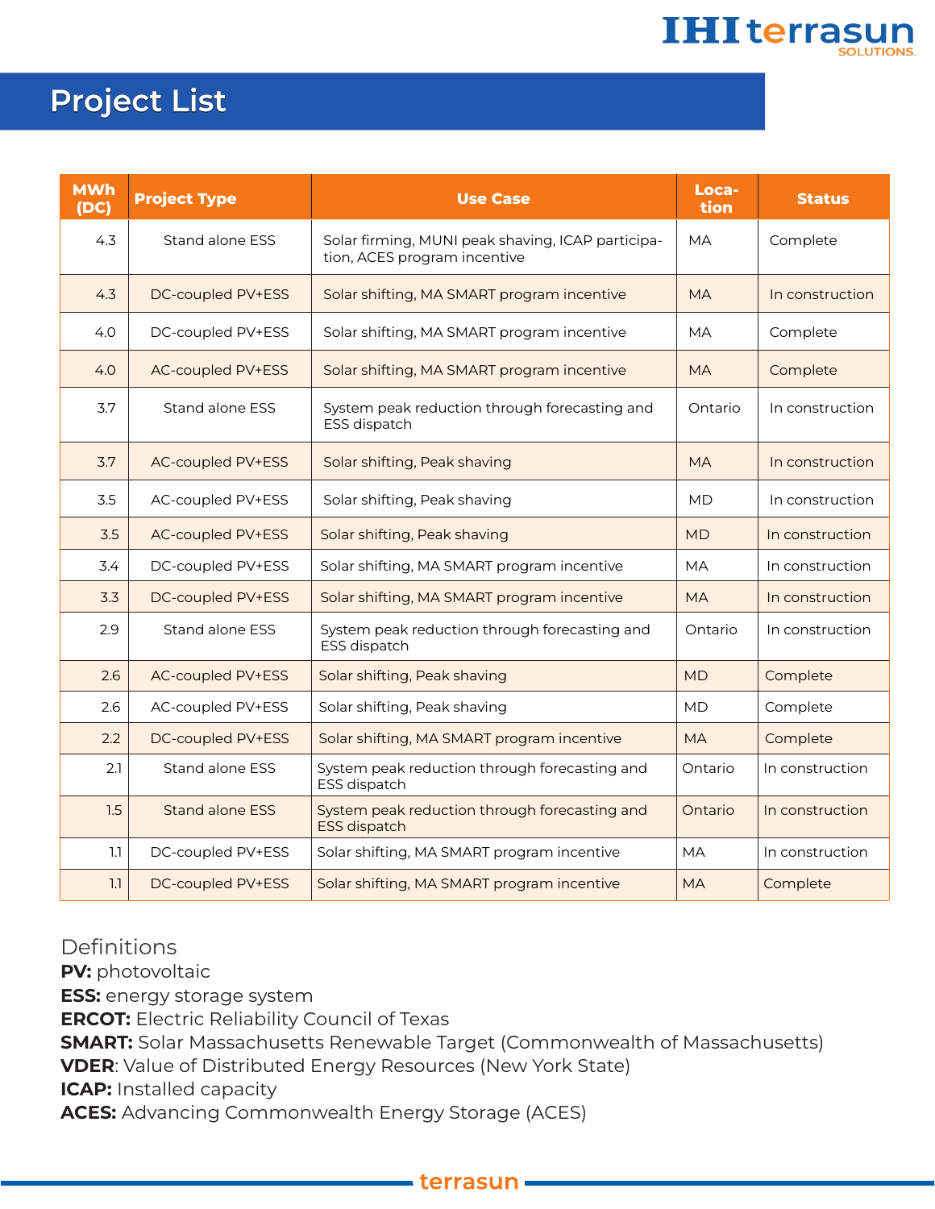# Project List

| MWh (DC) | Project Type | Use Case | Loca-tion | Status |
|---|---|---|---|---|
| 4.3 | Stand alone ESS | Solar firming, MUNI peak shaving, ICAP participation, ACES program incentive | MA | Complete |
| 4.3 | DC-coupled PV+ESS | Solar shifting, MA SMART program incentive | MA | In construction |
| 4.0 | DC-coupled PV+ESS | Solar shifting, MA SMART program incentive | MA | Complete |
| 4.0 | AC-coupled PV+ESS | Solar shifting, MA SMART program incentive | MA | Complete |
| 3.7 | Stand alone ESS | System peak reduction through forecasting and ESS dispatch | Ontario | In construction |
| 3.7 | AC-coupled PV+ESS | Solar shifting, Peak shaving | MA | In construction |
| 3.5 | AC-coupled PV+ESS | Solar shifting, Peak shaving | MD | In construction |
| 3.5 | AC-coupled PV+ESS | Solar shifting, Peak shaving | MD | In construction |
| 3.4 | DC-coupled PV+ESS | Solar shifting, MA SMART program incentive | MA | In construction |
| 3.3 | DC-coupled PV+ESS | Solar shifting, MA SMART program incentive | MA | In construction |
| 2.9 | Stand alone ESS | System peak reduction through forecasting and ESS dispatch | Ontario | In construction |
| 2.6 | AC-coupled PV+ESS | Solar shifting, Peak shaving | MD | Complete |
| 2.6 | AC-coupled PV+ESS | Solar shifting, Peak shaving | MD | Complete |
| 2.2 | DC-coupled PV+ESS | Solar shifting, MA SMART program incentive | MA | Complete |
| 2.1 | Stand alone ESS | System peak reduction through forecasting and ESS dispatch | Ontario | In construction |
| 1.5 | Stand alone ESS | System peak reduction through forecasting and ESS dispatch | Ontario | In construction |
| 1.1 | DC-coupled PV+ESS | Solar shifting, MA SMART program incentive | MA | In construction |
| 1.1 | DC-coupled PV+ESS | Solar shifting, MA SMART program incentive | MA | Complete |

## Definitions

**PV:** photovoltaic  
**ESS:** energy storage system  
**ERCOT:** Electric Reliability Council of Texas  
**SMART:** Solar Massachusetts Renewable Target (Commonwealth of Massachusetts)  
**VDER**: Value of Distributed Energy Resources (New York State)  
**ICAP:** Installed capacity  
**ACES:** Advancing Commonwealth Energy Storage (ACES)